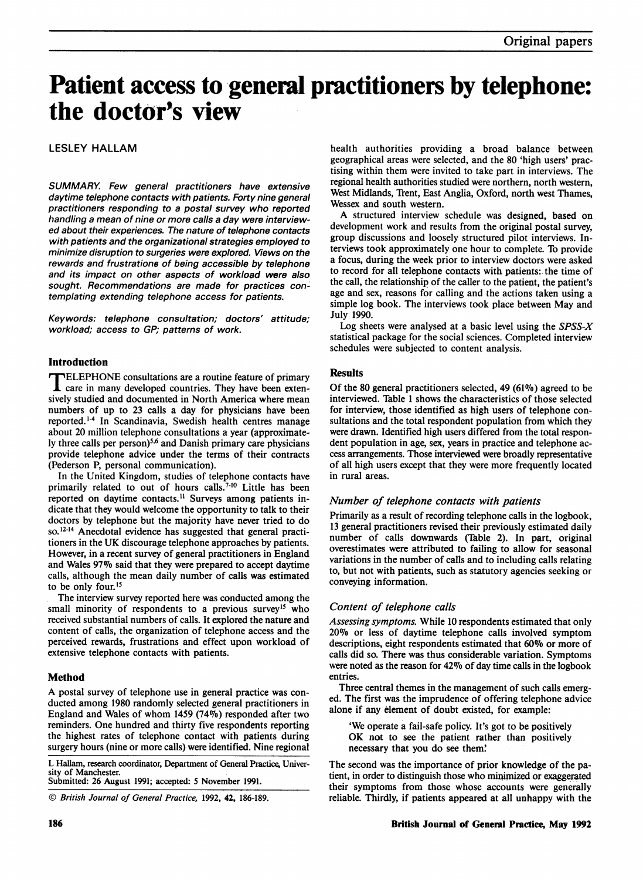# Patient access to general practitioners by telephone: the doctor's view

LESLEY HALLAM

*SUMMARY. Few general practitioners have extensive daytime telephone contacts with patients. Forty nine general practitioners responding to a postal survey who reported handling a mean of nine or more calls a day were interviewed about their experiences. The nature of telephone contacts with patients and the organizational strategies employed to minimize disruption to surgeries were explored. Views on the rewards and frustrations of being accessible by telephone and its impact on other aspects of workload were also sought. Recommendations are made for practices contemplating extending telephone access for patients.*

*Keywords: telephone consultation; doctors' attitude; workload; access to GP; patterns of work.*

## Introduction

TELEPHONE consultations are a routine feature of primary care in many developed countries. They have been extensively studied and documented in North America where mean numbers of up to 23 calls a day for physicians have been reported.[1-4] In Scandinavia, Swedish health centres manage about 20 million telephone consultations a year (approximately three calls per person)[5,6] and Danish primary care physicians provide telephone advice under the terms of their contracts (Pederson P, personal communication).

In the United Kingdom, studies of telephone contacts have primarily related to out of hours calls.[7-10] Little has been reported on daytime contacts.[11] Surveys among patients indicate that they would welcome the opportunity to talk to their doctors by telephone but the majority have never tried to do so.[12-14] Anecdotal evidence has suggested that general practitioners in the UK discourage telephone approaches by patients. However, in a recent survey of general practitioners in England and Wales 97% said that they were prepared to accept daytime calls, although the mean daily number of calls was estimated to be only four.[15]

The interview survey reported here was conducted among the small minority of respondents to a previous survey[15] who received substantial numbers of calls. It explored the nature and content of calls, the organization of telephone access and the perceived rewards, frustrations and effect upon workload of extensive telephone contacts with patients.

## Method

A postal survey of telephone use in general practice was conducted among 1980 randomly selected general practitioners in England and Wales of whom 1459 (74%) responded after two reminders. One hundred and thirty five respondents reporting the highest rates of telephone contact with patients during surgery hours (nine or more calls) were identified. Nine regional health authorities providing a broad balance between geographical areas were selected, and the 80 'high users' practising within them were invited to take part in interviews. The regional health authorities studied were northern, north western, West Midlands, Trent, East Anglia, Oxford, north west Thames, Wessex and south western.

A structured interview schedule was designed, based on development work and results from the original postal survey, group discussions and loosely structured pilot interviews. Interviews took approximately one hour to complete. To provide a focus, during the week prior to interview doctors were asked to record for all telephone contacts with patients: the time of the call, the relationship of the caller to the patient, the patient's age and sex, reasons for calling and the actions taken using a simple log book. The interviews took place between May and July 1990.

Log sheets were analysed at a basic level using the *SPSS-X* statistical package for the social sciences. Completed interview schedules were subjected to content analysis.

L Hallam, research coordinator, Department of General Practice, University of Manchester.
Submitted: 26 August 1991; accepted: 5 November 1991.

© *British Journal of General Practice*, 1992, **42**, 186-189.

## Results

Of the 80 general practitioners selected, 49 (61%) agreed to be interviewed. Table 1 shows the characteristics of those selected for interview, those identified as high users of telephone consultations and the total respondent population from which they were drawn. Identified high users differed from the total respondent population in age, sex, years in practice and telephone access arrangements. Those interviewed were broadly representative of all high users except that they were more frequently located in rural areas.

### *Number of telephone contacts with patients*

Primarily as a result of recording telephone calls in the logbook, 13 general practitioners revised their previously estimated daily number of calls downwards (Table 2). In part, original overestimates were attributed to failing to allow for seasonal variations in the number of calls and to including calls relating to, but not with patients, such as statutory agencies seeking or conveying information.

### *Content of telephone calls*

*Assessing symptoms.* While 10 respondents estimated that only 20% or less of daytime telephone calls involved symptom descriptions, eight respondents estimated that 60% or more of calls did so. There was thus considerable variation. Symptoms were noted as the reason for 42% of day time calls in the logbook entries.

Three central themes in the management of such calls emerged. The first was the imprudence of offering telephone advice alone if any element of doubt existed, for example:

> 'We operate a fail-safe policy. It's got to be positively OK not to see the patient rather than positively necessary that you do see them.'

The second was the importance of prior knowledge of the patient, in order to distinguish those who minimized or exaggerated their symptoms from those whose accounts were generally reliable. Thirdly, if patients appeared at all unhappy with the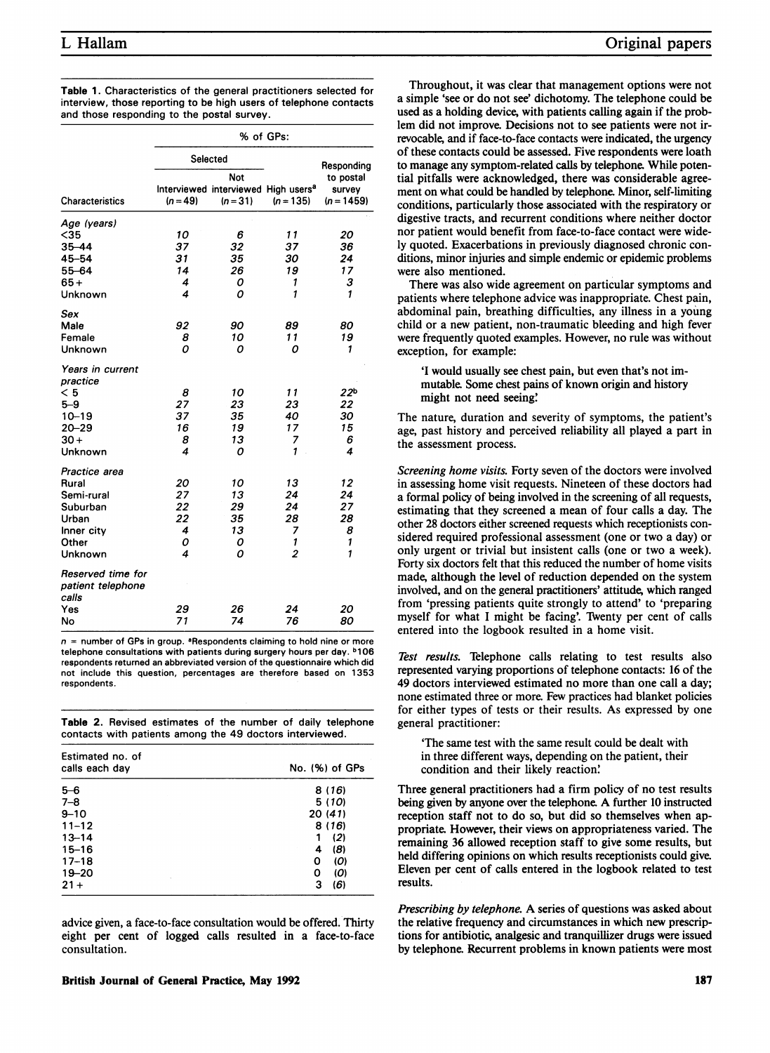**Table 1.** Characteristics of the general practitioners selected for interview, those reporting to be high users of telephone contacts and those responding to the postal survey.

| Characteristics | % of GPs: | | | |
|---|---|---|---|---|
| | Selected | | | Responding to postal survey (n = 1459) |
| | Interviewed (n = 49) | Not interviewed (n = 31) | High users[a] (n = 135) | |
| *Age (years)* | | | | |
| <35 | 10 | 6 | 11 | 20 |
| 35–44 | 37 | 32 | 37 | 36 |
| 45–54 | 31 | 35 | 30 | 24 |
| 55–64 | 14 | 26 | 19 | 17 |
| 65+ | 4 | 0 | 1 | 3 |
| Unknown | 4 | 0 | 1 | 1 |
| *Sex* | | | | |
| Male | 92 | 90 | 89 | 80 |
| Female | 8 | 10 | 11 | 19 |
| Unknown | 0 | 0 | 0 | 1 |
| *Years in current practice* | | | | |
| < 5 | 8 | 10 | 11 | 22[b] |
| 5–9 | 27 | 23 | 23 | 22 |
| 10–19 | 37 | 35 | 40 | 30 |
| 20–29 | 16 | 19 | 17 | 15 |
| 30+ | 8 | 13 | 7 | 6 |
| Unknown | 4 | 0 | 1 | 4 |
| *Practice area* | | | | |
| Rural | 20 | 10 | 13 | 12 |
| Semi-rural | 27 | 13 | 24 | 24 |
| Suburban | 22 | 29 | 24 | 27 |
| Urban | 22 | 35 | 28 | 28 |
| Inner city | 4 | 13 | 7 | 8 |
| Other | 0 | 0 | 1 | 1 |
| Unknown | 4 | 0 | 2 | 1 |
| *Reserved time for patient telephone calls* | | | | |
| Yes | 29 | 26 | 24 | 20 |
| No | 71 | 74 | 76 | 80 |

n = number of GPs in group. [a]Respondents claiming to hold nine or more telephone consultations with patients during surgery hours per day. [b]106 respondents returned an abbreviated version of the questionnaire which did not include this question, percentages are therefore based on 1353 respondents.

**Table 2.** Revised estimates of the number of daily telephone contacts with patients among the 49 doctors interviewed.

| Estimated no. of calls each day | No. (%) of GPs |
|---|---|
| 5–6 | 8 (16) |
| 7–8 | 5 (10) |
| 9–10 | 20 (41) |
| 11–12 | 8 (16) |
| 13–14 | 1 (2) |
| 15–16 | 4 (8) |
| 17–18 | 0 (0) |
| 19–20 | 0 (0) |
| 21+ | 3 (6) |

advice given, a face-to-face consultation would be offered. Thirty eight per cent of logged calls resulted in a face-to-face consultation.

Throughout, it was clear that management options were not a simple 'see or do not see' dichotomy. The telephone could be used as a holding device, with patients calling again if the problem did not improve. Decisions not to see patients were not irrevocable, and if face-to-face contacts were indicated, the urgency of these contacts could be assessed. Five respondents were loath to manage any symptom-related calls by telephone. While potential pitfalls were acknowledged, there was considerable agreement on what could be handled by telephone. Minor, self-limiting conditions, particularly those associated with the respiratory or digestive tracts, and recurrent conditions where neither doctor nor patient would benefit from face-to-face contact were widely quoted. Exacerbations in previously diagnosed chronic conditions, minor injuries and simple endemic or epidemic problems were also mentioned.

There was also wide agreement on particular symptoms and patients where telephone advice was inappropriate. Chest pain, abdominal pain, breathing difficulties, any illness in a young child or a new patient, non-traumatic bleeding and high fever were frequently quoted examples. However, no rule was without exception, for example:

> 'I would usually see chest pain, but even that's not immutable. Some chest pains of known origin and history might not need seeing.'

The nature, duration and severity of symptoms, the patient's age, past history and perceived reliability all played a part in the assessment process.

*Screening home visits.* Forty seven of the doctors were involved in assessing home visit requests. Nineteen of these doctors had a formal policy of being involved in the screening of all requests, estimating that they screened a mean of four calls a day. The other 28 doctors either screened requests which receptionists considered required professional assessment (one or two a day) or only urgent or trivial but insistent calls (one or two a week). Forty six doctors felt that this reduced the number of home visits made, although the level of reduction depended on the system involved, and on the general practitioners' attitude, which ranged from 'pressing patients quite strongly to attend' to 'preparing myself for what I might be facing'. Twenty per cent of calls entered into the logbook resulted in a home visit.

*Test results.* Telephone calls relating to test results also represented varying proportions of telephone contacts: 16 of the 49 doctors interviewed estimated no more than one call a day; none estimated three or more. Few practices had blanket policies for either types of tests or their results. As expressed by one general practitioner:

> 'The same test with the same result could be dealt with in three different ways, depending on the patient, their condition and their likely reaction.'

Three general practitioners had a firm policy of no test results being given by anyone over the telephone. A further 10 instructed reception staff not to do so, but did so themselves when appropriate. However, their views on appropriateness varied. The remaining 36 allowed reception staff to give some results, but held differing opinions on which results receptionists could give. Eleven per cent of calls entered in the logbook related to test results.

*Prescribing by telephone.* A series of questions was asked about the relative frequency and circumstances in which new prescriptions for antibiotic, analgesic and tranquillizer drugs were issued by telephone. Recurrent problems in known patients were most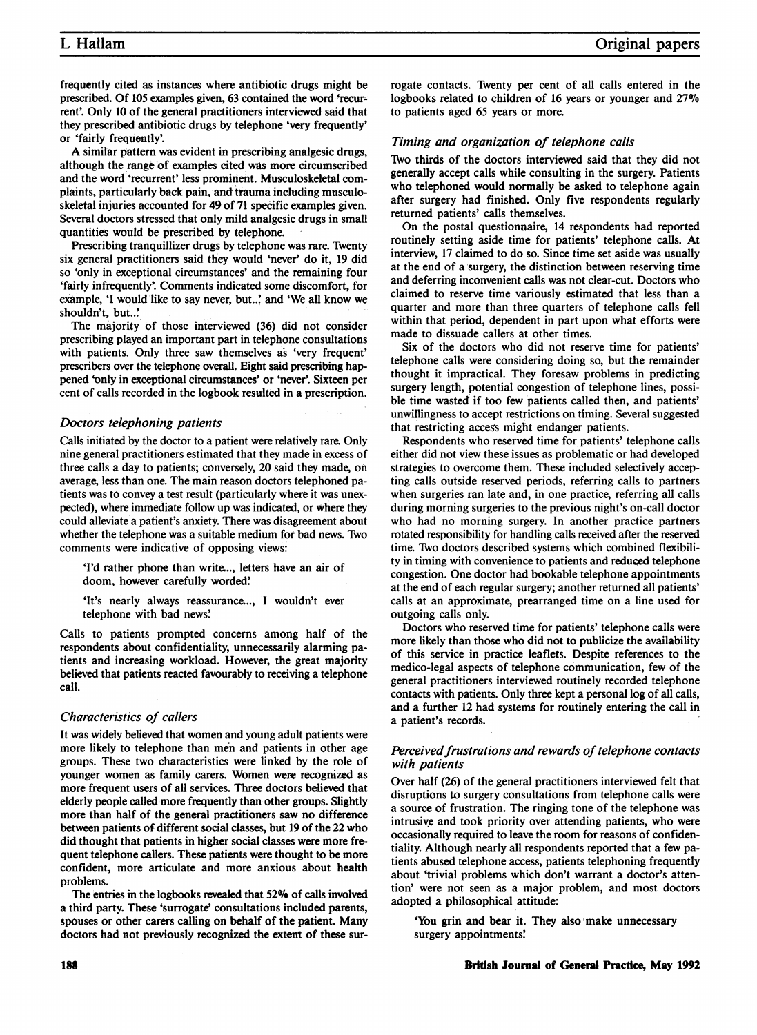frequently cited as instances where antibiotic drugs might be prescribed. Of 105 examples given, 63 contained the word 'recurrent'. Only 10 of the general practitioners interviewed said that they prescribed antibiotic drugs by telephone 'very frequently' or 'fairly frequently'.

A similar pattern was evident in prescribing analgesic drugs, although the range of examples cited was more circumscribed and the word 'recurrent' less prominent. Musculoskeletal complaints, particularly back pain, and trauma including musculoskeletal injuries accounted for 49 of 71 specific examples given. Several doctors stressed that only mild analgesic drugs in small quantities would be prescribed by telephone.

Prescribing tranquillizer drugs by telephone was rare. Twenty six general practitioners said they would 'never' do it, 19 did so 'only in exceptional circumstances' and the remaining four 'fairly infrequently'. Comments indicated some discomfort, for example, 'I would like to say never, but...' and 'We all know we shouldn't, but...'

The majority of those interviewed (36) did not consider prescribing played an important part in telephone consultations with patients. Only three saw themselves as 'very frequent' prescribers over the telephone overall. Eight said prescribing happened 'only in exceptional circumstances' or 'never'. Sixteen per cent of calls recorded in the logbook resulted in a prescription.

### Doctors telephoning patients

Calls initiated by the doctor to a patient were relatively rare. Only nine general practitioners estimated that they made in excess of three calls a day to patients; conversely, 20 said they made, on average, less than one. The main reason doctors telephoned patients was to convey a test result (particularly where it was unexpected), where immediate follow up was indicated, or where they could alleviate a patient's anxiety. There was disagreement about whether the telephone was a suitable medium for bad news. Two comments were indicative of opposing views:

> 'I'd rather phone than write..., letters have an air of doom, however carefully worded.'

> 'It's nearly always reassurance..., I wouldn't ever telephone with bad news.'

Calls to patients prompted concerns among half of the respondents about confidentiality, unnecessarily alarming patients and increasing workload. However, the great majority believed that patients reacted favourably to receiving a telephone call.

### Characteristics of callers

It was widely believed that women and young adult patients were more likely to telephone than men and patients in other age groups. These two characteristics were linked by the role of younger women as family carers. Women were recognized as more frequent users of all services. Three doctors believed that elderly people called more frequently than other groups. Slightly more than half of the general practitioners saw no difference between patients of different social classes, but 19 of the 22 who did thought that patients in higher social classes were more frequent telephone callers. These patients were thought to be more confident, more articulate and more anxious about health problems.

The entries in the logbooks revealed that 52% of calls involved a third party. These 'surrogate' consultations included parents, spouses or other carers calling on behalf of the patient. Many doctors had not previously recognized the extent of these surrogate contacts. Twenty per cent of all calls entered in the logbooks related to children of 16 years or younger and 27% to patients aged 65 years or more.

### Timing and organization of telephone calls

Two thirds of the doctors interviewed said that they did not generally accept calls while consulting in the surgery. Patients who telephoned would normally be asked to telephone again after surgery had finished. Only five respondents regularly returned patients' calls themselves.

On the postal questionnaire, 14 respondents had reported routinely setting aside time for patients' telephone calls. At interview, 17 claimed to do so. Since time set aside was usually at the end of a surgery, the distinction between reserving time and deferring inconvenient calls was not clear-cut. Doctors who claimed to reserve time variously estimated that less than a quarter and more than three quarters of telephone calls fell within that period, dependent in part upon what efforts were made to dissuade callers at other times.

Six of the doctors who did not reserve time for patients' telephone calls were considering doing so, but the remainder thought it impractical. They foresaw problems in predicting surgery length, potential congestion of telephone lines, possible time wasted if too few patients called then, and patients' unwillingness to accept restrictions on timing. Several suggested that restricting access might endanger patients.

Respondents who reserved time for patients' telephone calls either did not view these issues as problematic or had developed strategies to overcome them. These included selectively accepting calls outside reserved periods, referring calls to partners when surgeries ran late and, in one practice, referring all calls during morning surgeries to the previous night's on-call doctor who had no morning surgery. In another practice partners rotated responsibility for handling calls received after the reserved time. Two doctors described systems which combined flexibility in timing with convenience to patients and reduced telephone congestion. One doctor had bookable telephone appointments at the end of each regular surgery; another returned all patients' calls at an approximate, prearranged time on a line used for outgoing calls only.

Doctors who reserved time for patients' telephone calls were more likely than those who did not to publicize the availability of this service in practice leaflets. Despite references to the medico-legal aspects of telephone communication, few of the general practitioners interviewed routinely recorded telephone contacts with patients. Only three kept a personal log of all calls, and a further 12 had systems for routinely entering the call in a patient's records.

### Perceived frustrations and rewards of telephone contacts with patients

Over half (26) of the general practitioners interviewed felt that disruptions to surgery consultations from telephone calls were a source of frustration. The ringing tone of the telephone was intrusive and took priority over attending patients, who were occasionally required to leave the room for reasons of confidentiality. Although nearly all respondents reported that a few patients abused telephone access, patients telephoning frequently about 'trivial problems which don't warrant a doctor's attention' were not seen as a major problem, and most doctors adopted a philosophical attitude:

> 'You grin and bear it. They also make unnecessary surgery appointments.'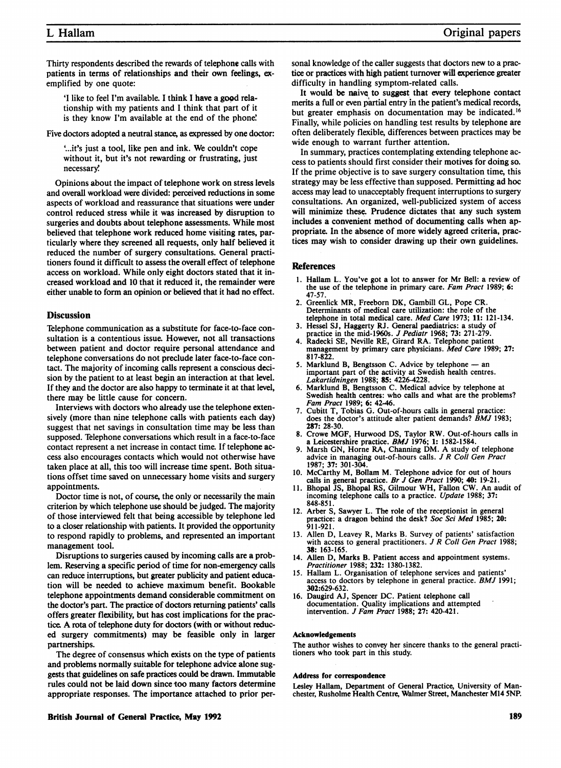Thirty respondents described the rewards of telephone calls with patients in terms of relationships and their own feelings, exemplified by one quote:

> 'I like to feel I'm available. I think I have a good relationship with my patients and I think that part of it is they know I'm available at the end of the phone.'

Five doctors adopted a neutral stance, as expressed by one doctor:

> '...it's just a tool, like pen and ink. We couldn't cope without it, but it's not rewarding or frustrating, just necessary.'

Opinions about the impact of telephone work on stress levels and overall workload were divided: perceived reductions in some aspects of workload and reassurance that situations were under control reduced stress while it was increased by disruption to surgeries and doubts about telephone assessments. While most believed that telephone work reduced home visiting rates, particularly where they screened all requests, only half believed it reduced the number of surgery consultations. General practitioners found it difficult to assess the overall effect of telephone access on workload. While only eight doctors stated that it increased workload and 10 that it reduced it, the remainder were either unable to form an opinion or believed that it had no effect.

## Discussion

Telephone communication as a substitute for face-to-face consultation is a contentious issue. However, not all transactions between patient and doctor require personal attendance and telephone conversations do not preclude later face-to-face contact. The majority of incoming calls represent a conscious decision by the patient to at least begin an interaction at that level. If they and the doctor are also happy to terminate it at that level, there may be little cause for concern.

Interviews with doctors who already use the telephone extensively (more than nine telephone calls with patients each day) suggest that net savings in consultation time may be less than supposed. Telephone conversations which result in a face-to-face contact represent a net increase in contact time. If telephone access also encourages contacts which would not otherwise have taken place at all, this too will increase time spent. Both situations offset time saved on unnecessary home visits and surgery appointments.

Doctor time is not, of course, the only or necessarily the main criterion by which telephone use should be judged. The majority of those interviewed felt that being accessible by telephone led to a closer relationship with patients. It provided the opportunity to respond rapidly to problems, and represented an important management tool.

Disruptions to surgeries caused by incoming calls are a problem. Reserving a specific period of time for non-emergency calls can reduce interruptions, but greater publicity and patient education will be needed to achieve maximum benefit. Bookable telephone appointments demand considerable commitment on the doctor's part. The practice of doctors returning patients' calls offers greater flexibility, but has cost implications for the practice. A rota of telephone duty for doctors (with or without reduced surgery commitments) may be feasible only in larger partnerships.

The degree of consensus which exists on the type of patients and problems normally suitable for telephone advice alone suggests that guidelines on safe practices could be drawn. Immutable rules could not be laid down since too many factors determine appropriate responses. The importance attached to prior personal knowledge of the caller suggests that doctors new to a practice or practices with high patient turnover will experience greater difficulty in handling symptom-related calls.

It would be naive to suggest that every telephone contact merits a full or even partial entry in the patient's medical records, but greater emphasis on documentation may be indicated.[16] Finally, while policies on handling test results by telephone are often deliberately flexible, differences between practices may be wide enough to warrant further attention.

In summary, practices contemplating extending telephone access to patients should first consider their motives for doing so. If the prime objective is to save surgery consultation time, this strategy may be less effective than supposed. Permitting ad hoc access may lead to unacceptably frequent interruptions to surgery consultations. An organized, well-publicized system of access will minimize these. Prudence dictates that any such system includes a convenient method of documenting calls when appropriate. In the absence of more widely agreed criteria, practices may wish to consider drawing up their own guidelines.

## References

1. Hallam L. You've got a lot to answer for Mr Bell: a review of the use of the telephone in primary care. *Fam Pract* 1989; **6:** 47-57.
2. Greenlick MR, Freeborn DK, Gambill GL, Pope CR. Determinants of medical care utilization: the role of the telephone in total medical care. *Med Care* 1973; **11:** 121-134.
3. Hessel SJ, Haggerty RJ. General paediatrics: a study of practice in the mid-1960s. *J Pediatr* 1968; **73:** 271-279.
4. Radecki SE, Neville RE, Girard RA. Telephone patient management by primary care physicians. *Med Care* 1989; **27:** 817-822.
5. Marklund B, Bengtsson C. Advice by telephone — an important part of the activity at Swedish health centres. *Lakartidningen* 1988; **85:** 4226-4228.
6. Marklund B, Bengtsson C. Medical advice by telephone at Swedish health centres: who calls and what are the problems? *Fam Pract* 1989; **6:** 42-46.
7. Cubitt T, Tobias G. Out-of-hours calls in general practice: does the doctor's attitude alter patient demands? *BMJ* 1983; **287:** 28-30.
8. Crowe MGF, Hurwood DS, Taylor RW. Out-of-hours calls in a Leicestershire practice. *BMJ* 1976; **1:** 1582-1584.
9. Marsh GN, Horne RA, Channing DM. A study of telephone advice in managing out-of-hours calls. *J R Coll Gen Pract* 1987; **37:** 301-304.
10. McCarthy M, Bollam M. Telephone advice for out of hours calls in general practice. *Br J Gen Pract* 1990; **40:** 19-21.
11. Bhopal JS, Bhopal RS, Gilmour WH, Fallon CW. An audit of incoming telephone calls to a practice. *Update* 1988; **37:** 848-851.
12. Arber S, Sawyer L. The role of the receptionist in general practice: a dragon behind the desk? *Soc Sci Med* 1985; **20:** 911-921.
13. Allen D, Leavey R, Marks B. Survey of patients' satisfaction with access to general practitioners. *J R Coll Gen Pract* 1988; **38:** 163-165.
14. Allen D, Marks B. Patient access and appointment systems. *Practitioner* 1988; **232:** 1380-1382.
15. Hallam L. Organisation of telephone services and patients' access to doctors by telephone in general practice. *BMJ* 1991; **302:** 629-632.
16. Daugird AJ, Spencer DC. Patient telephone call documentation. Quality implications and attempted intervention. *J Fam Pract* 1988; **27:** 420-421.

### Acknowledgements

The author wishes to convey her sincere thanks to the general practitioners who took part in this study.

### Address for correspondence

Lesley Hallam, Department of General Practice, University of Manchester, Rusholme Health Centre, Walmer Street, Manchester M14 5NP.